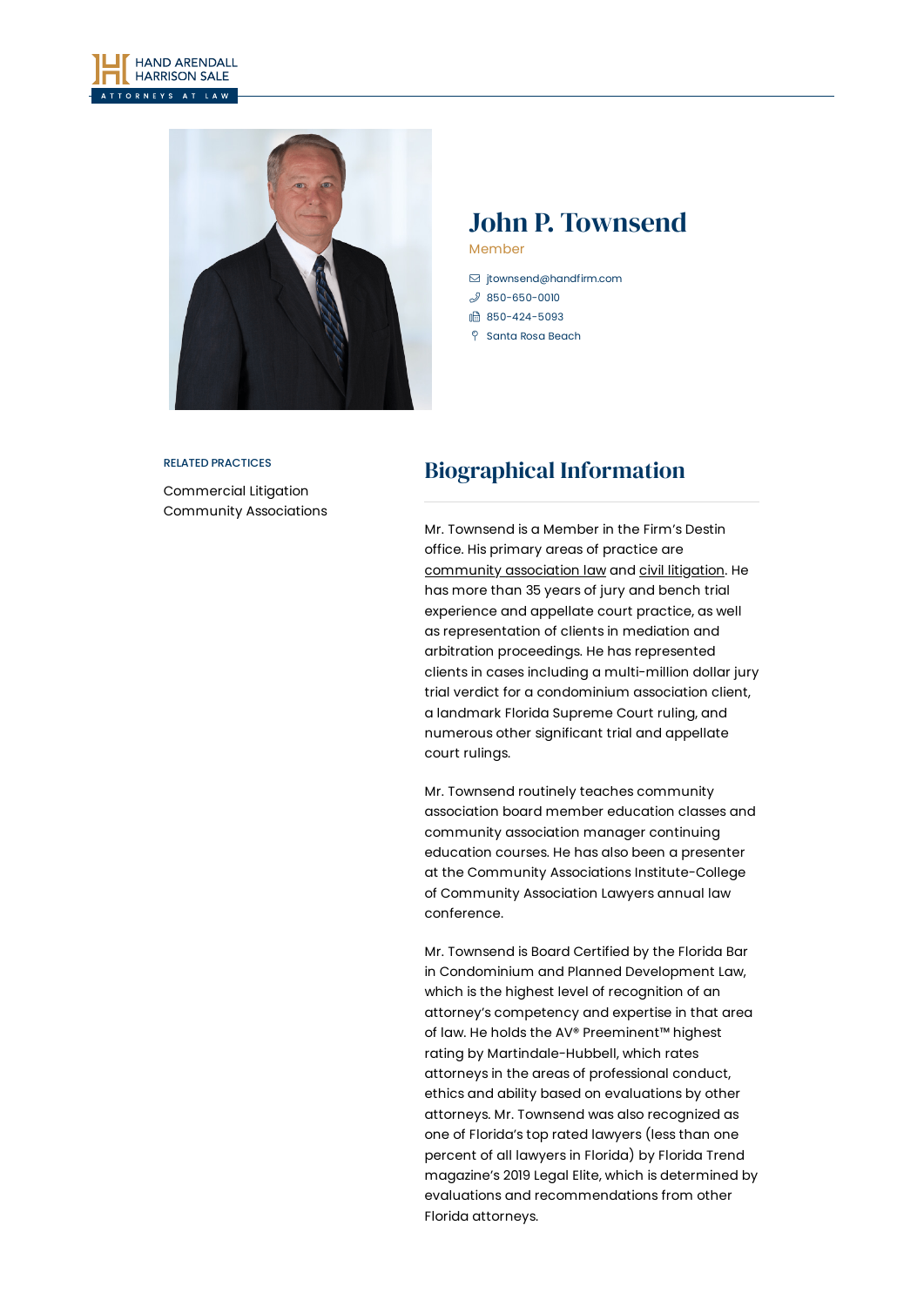HAND ARENDALL HARRISON SALE
ATTORNEYS AT LAW

# John P. Townsend

Member

- jtownsend@handfirm.com
- 850-650-0010
- 850-424-5093
- Santa Rosa Beach

RELATED PRACTICES

Commercial Litigation
Community Associations

## Biographical Information

Mr. Townsend is a Member in the Firm's Destin office. His primary areas of practice are community association law and civil litigation. He has more than 35 years of jury and bench trial experience and appellate court practice, as well as representation of clients in mediation and arbitration proceedings. He has represented clients in cases including a multi-million dollar jury trial verdict for a condominium association client, a landmark Florida Supreme Court ruling, and numerous other significant trial and appellate court rulings.

Mr. Townsend routinely teaches community association board member education classes and community association manager continuing education courses. He has also been a presenter at the Community Associations Institute-College of Community Association Lawyers annual law conference.

Mr. Townsend is Board Certified by the Florida Bar in Condominium and Planned Development Law, which is the highest level of recognition of an attorney's competency and expertise in that area of law. He holds the AV® Preeminent™ highest rating by Martindale-Hubbell, which rates attorneys in the areas of professional conduct, ethics and ability based on evaluations by other attorneys. Mr. Townsend was also recognized as one of Florida's top rated lawyers (less than one percent of all lawyers in Florida) by Florida Trend magazine's 2019 Legal Elite, which is determined by evaluations and recommendations from other Florida attorneys.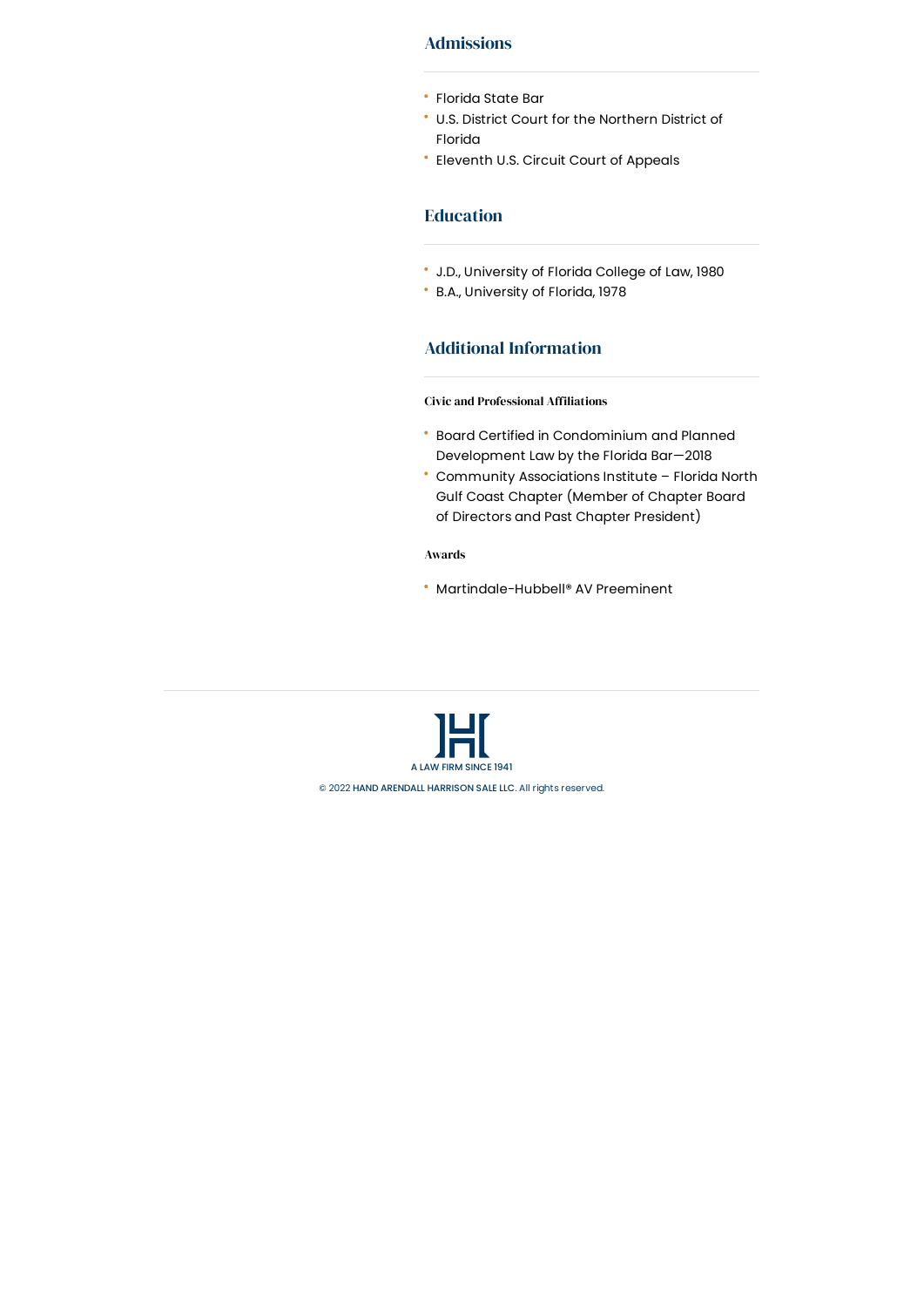## Admissions

- Florida State Bar
- U.S. District Court for the Northern District of Florida
- Eleventh U.S. Circuit Court of Appeals

## Education

- J.D., University of Florida College of Law, 1980
- B.A., University of Florida, 1978

## Additional Information

#### Civic and Professional Affiliations

- Board Certified in Condominium and Planned Development Law by the Florida Bar—2018
- Community Associations Institute – Florida North Gulf Coast Chapter (Member of Chapter Board of Directors and Past Chapter President)

#### Awards

- Martindale-Hubbell® AV Preeminent

A LAW FIRM SINCE 1941

© 2022 HAND ARENDALL HARRISON SALE LLC. All rights reserved.